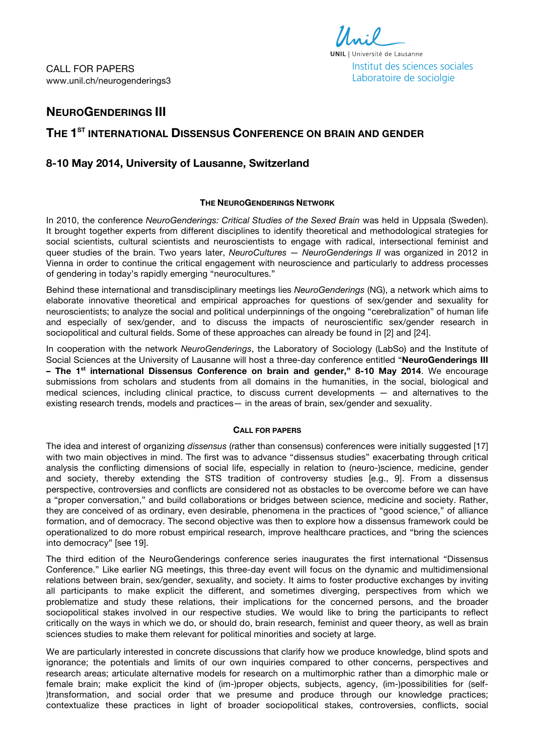CALL FOR PAPERS
www.unil.ch/neurogenderings3

UNIL | Université de Lausanne
Institut des sciences sociales
Laboratoire de sociolgie

# NEUROGENDERINGS III

## THE 1ST INTERNATIONAL DISSENSUS CONFERENCE ON BRAIN AND GENDER

### 8-10 May 2014, University of Lausanne, Switzerland

#### THE NEUROGENDERINGS NETWORK

In 2010, the conference *NeuroGenderings: Critical Studies of the Sexed Brain* was held in Uppsala (Sweden). It brought together experts from different disciplines to identify theoretical and methodological strategies for social scientists, cultural scientists and neuroscientists to engage with radical, intersectional feminist and queer studies of the brain. Two years later, *NeuroCultures — NeuroGenderings II* was organized in 2012 in Vienna in order to continue the critical engagement with neuroscience and particularly to address processes of gendering in today's rapidly emerging "neurocultures."

Behind these international and transdisciplinary meetings lies *NeuroGenderings* (NG), a network which aims to elaborate innovative theoretical and empirical approaches for questions of sex/gender and sexuality for neuroscientists; to analyze the social and political underpinnings of the ongoing "cerebralization" of human life and especially of sex/gender, and to discuss the impacts of neuroscientific sex/gender research in sociopolitical and cultural fields. Some of these approaches can already be found in [2] and [24].

In cooperation with the network *NeuroGenderings*, the Laboratory of Sociology (LabSo) and the Institute of Social Sciences at the University of Lausanne will host a three-day conference entitled "**NeuroGenderings III – The 1st international Dissensus Conference on brain and gender," 8-10 May 2014**. We encourage submissions from scholars and students from all domains in the humanities, in the social, biological and medical sciences, including clinical practice, to discuss current developments — and alternatives to the existing research trends, models and practices— in the areas of brain, sex/gender and sexuality.

#### CALL FOR PAPERS

The idea and interest of organizing *dissensus* (rather than consensus) conferences were initially suggested [17] with two main objectives in mind. The first was to advance "dissensus studies" exacerbating through critical analysis the conflicting dimensions of social life, especially in relation to (neuro-)science, medicine, gender and society, thereby extending the STS tradition of controversy studies [e.g., 9]. From a dissensus perspective, controversies and conflicts are considered not as obstacles to be overcome before we can have a "proper conversation," and build collaborations or bridges between science, medicine and society. Rather, they are conceived of as ordinary, even desirable, phenomena in the practices of "good science," of alliance formation, and of democracy. The second objective was then to explore how a dissensus framework could be operationalized to do more robust empirical research, improve healthcare practices, and "bring the sciences into democracy" [see 19].

The third edition of the NeuroGenderings conference series inaugurates the first international "Dissensus Conference." Like earlier NG meetings, this three-day event will focus on the dynamic and multidimensional relations between brain, sex/gender, sexuality, and society. It aims to foster productive exchanges by inviting all participants to make explicit the different, and sometimes diverging, perspectives from which we problematize and study these relations, their implications for the concerned persons, and the broader sociopolitical stakes involved in our respective studies. We would like to bring the participants to reflect critically on the ways in which we do, or should do, brain research, feminist and queer theory, as well as brain sciences studies to make them relevant for political minorities and society at large.

We are particularly interested in concrete discussions that clarify how we produce knowledge, blind spots and ignorance; the potentials and limits of our own inquiries compared to other concerns, perspectives and research areas; articulate alternative models for research on a multimorphic rather than a dimorphic male or female brain; make explicit the kind of (im-)proper objects, subjects, agency, (im-)possibilities for (self-)transformation, and social order that we presume and produce through our knowledge practices; contextualize these practices in light of broader sociopolitical stakes, controversies, conflicts, social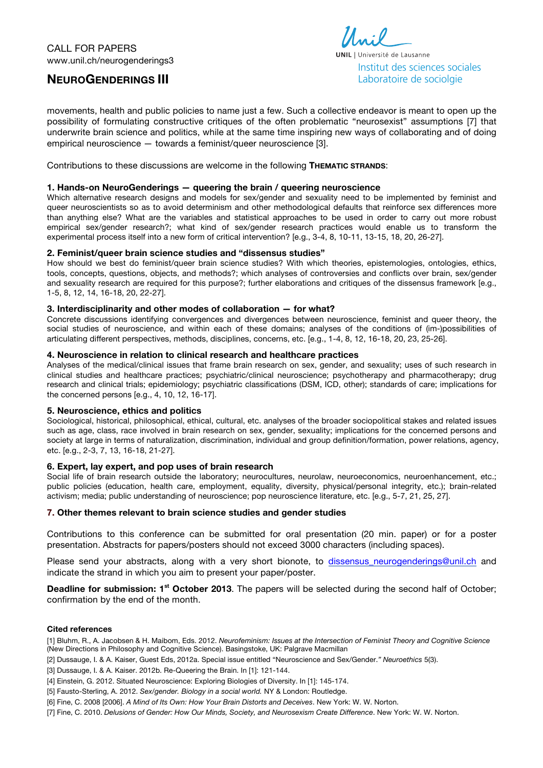movements, health and public policies to name just a few. Such a collective endeavor is meant to open up the possibility of formulating constructive critiques of the often problematic "neurosexist" assumptions [7] that underwrite brain science and politics, while at the same time inspiring new ways of collaborating and of doing empirical neuroscience — towards a feminist/queer neuroscience [3].

Contributions to these discussions are welcome in the following **THEMATIC STRANDS**:

**1. Hands-on NeuroGenderings — queering the brain / queering neuroscience**
Which alternative research designs and models for sex/gender and sexuality need to be implemented by feminist and queer neuroscientists so as to avoid determinism and other methodological defaults that reinforce sex differences more than anything else? What are the variables and statistical approaches to be used in order to carry out more robust empirical sex/gender research?; what kind of sex/gender research practices would enable us to transform the experimental process itself into a new form of critical intervention? [e.g., 3-4, 8, 10-11, 13-15, 18, 20, 26-27].

**2. Feminist/queer brain science studies and "dissensus studies"**
How should we best do feminist/queer brain science studies? With which theories, epistemologies, ontologies, ethics, tools, concepts, questions, objects, and methods?; which analyses of controversies and conflicts over brain, sex/gender and sexuality research are required for this purpose?; further elaborations and critiques of the dissensus framework [e.g., 1-5, 8, 12, 14, 16-18, 20, 22-27].

**3. Interdisciplinarity and other modes of collaboration — for what?**
Concrete discussions identifying convergences and divergences between neuroscience, feminist and queer theory, the social studies of neuroscience, and within each of these domains; analyses of the conditions of (im-)possibilities of articulating different perspectives, methods, disciplines, concerns, etc. [e.g., 1-4, 8, 12, 16-18, 20, 23, 25-26].

**4. Neuroscience in relation to clinical research and healthcare practices**
Analyses of the medical/clinical issues that frame brain research on sex, gender, and sexuality; uses of such research in clinical studies and healthcare practices; psychiatric/clinical neuroscience; psychotherapy and pharmacotherapy; drug research and clinical trials; epidemiology; psychiatric classifications (DSM, ICD, other); standards of care; implications for the concerned persons [e.g., 4, 10, 12, 16-17].

**5. Neuroscience, ethics and politics**
Sociological, historical, philosophical, ethical, cultural, etc. analyses of the broader sociopolitical stakes and related issues such as age, class, race involved in brain research on sex, gender, sexuality; implications for the concerned persons and society at large in terms of naturalization, discrimination, individual and group definition/formation, power relations, agency, etc. [e.g., 2-3, 7, 13, 16-18, 21-27].

**6. Expert, lay expert, and pop uses of brain research**
Social life of brain research outside the laboratory; neurocultures, neurolaw, neuroeconomics, neuroenhancement, etc.; public policies (education, health care, employment, equality, diversity, physical/personal integrity, etc.); brain-related activism; media; public understanding of neuroscience; pop neuroscience literature, etc. [e.g., 5-7, 21, 25, 27].

**7. Other themes relevant to brain science studies and gender studies**

Contributions to this conference can be submitted for oral presentation (20 min. paper) or for a poster presentation. Abstracts for papers/posters should not exceed 3000 characters (including spaces).

Please send your abstracts, along with a very short bionote, to dissensus_neurogenderings@unil.ch and indicate the strand in which you aim to present your paper/poster.

**Deadline for submission: 1st October 2013**. The papers will be selected during the second half of October; confirmation by the end of the month.

**Cited references**

[1] Bluhm, R., A. Jacobsen & H. Maibom, Eds. 2012. *Neurofeminism: Issues at the Intersection of Feminist Theory and Cognitive Science* (New Directions in Philosophy and Cognitive Science). Basingstoke, UK: Palgrave Macmillan

[2] Dussauge, I. & A. Kaiser, Guest Eds, 2012a. Special issue entitled "Neuroscience and Sex/Gender." *Neuroethics* 5(3).

[3] Dussauge, I. & A. Kaiser. 2012b. Re-Queering the Brain. In [1]: 121-144.

[4] Einstein, G. 2012. Situated Neuroscience: Exploring Biologies of Diversity. In [1]: 145-174.

[5] Fausto-Sterling, A. 2012. *Sex/gender. Biology in a social world*. NY & London: Routledge.

[6] Fine, C. 2008 [2006]. *A Mind of Its Own: How Your Brain Distorts and Deceives*. New York: W. W. Norton.

[7] Fine, C. 2010. *Delusions of Gender: How Our Minds, Society, and Neurosexism Create Difference*. New York: W. W. Norton.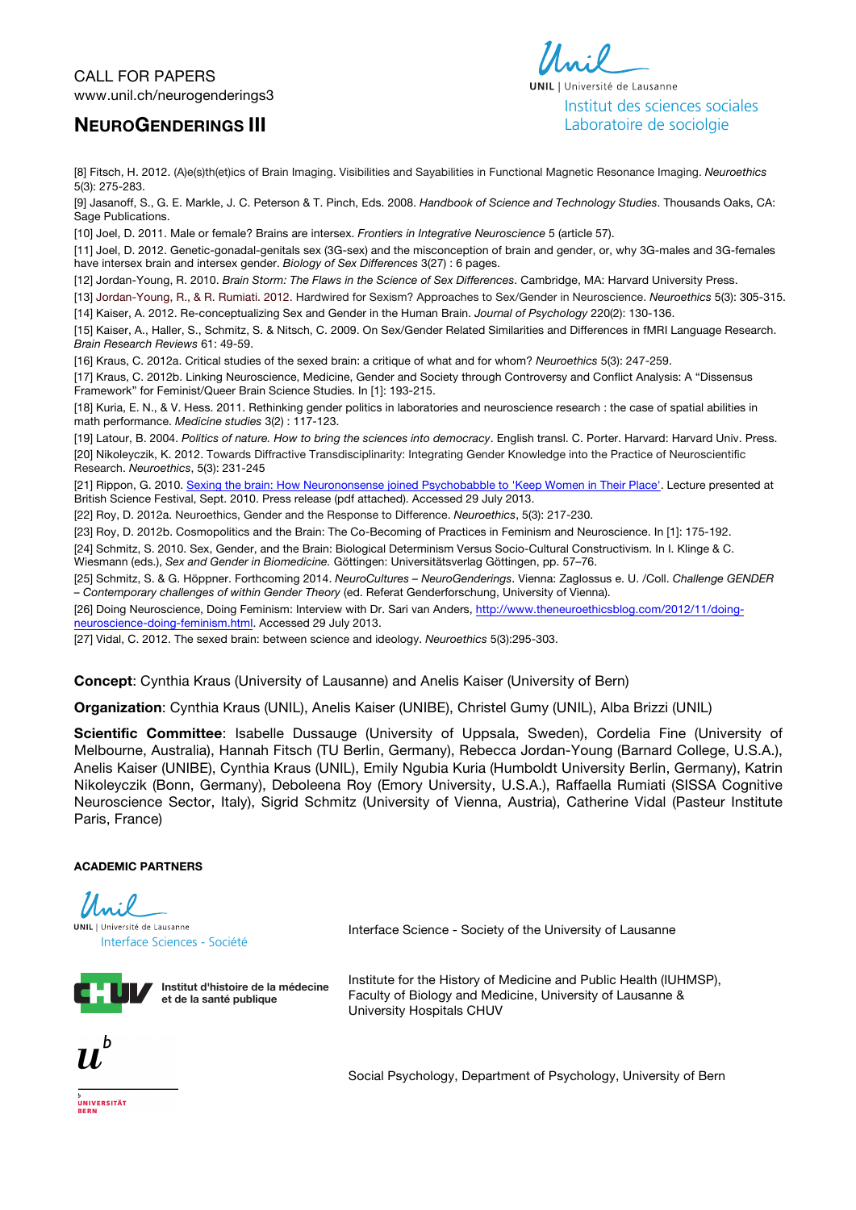CALL FOR PAPERS
www.unil.ch/neurogenderings3

# NEUROGENDERINGS III

UNIL | Université de Lausanne
Institut des sciences sociales
Laboratoire de sociolgie

[8] Fitsch, H. 2012. (A)e(s)th(et)ics of Brain Imaging. Visibilities and Sayabilities in Functional Magnetic Resonance Imaging. *Neuroethics* 5(3): 275-283.

[9] Jasanoff, S., G. E. Markle, J. C. Peterson & T. Pinch, Eds. 2008. *Handbook of Science and Technology Studies*. Thousands Oaks, CA: Sage Publications.

[10] Joel, D. 2011. Male or female? Brains are intersex. *Frontiers in Integrative Neuroscience* 5 (article 57).

[11] Joel, D. 2012. Genetic-gonadal-genitals sex (3G-sex) and the misconception of brain and gender, or, why 3G-males and 3G-females have intersex brain and intersex gender. *Biology of Sex Differences* 3(27) : 6 pages.

[12] Jordan-Young, R. 2010. *Brain Storm: The Flaws in the Science of Sex Differences*. Cambridge, MA: Harvard University Press.

[13] Jordan-Young, R., & R. Rumiati. 2012. Hardwired for Sexism? Approaches to Sex/Gender in Neuroscience. *Neuroethics* 5(3): 305-315.

[14] Kaiser, A. 2012. Re-conceptualizing Sex and Gender in the Human Brain. *Journal of Psychology* 220(2): 130-136.

[15] Kaiser, A., Haller, S., Schmitz, S. & Nitsch, C. 2009. On Sex/Gender Related Similarities and Differences in fMRI Language Research. *Brain Research Reviews* 61: 49-59.

[16] Kraus, C. 2012a. Critical studies of the sexed brain: a critique of what and for whom? *Neuroethics* 5(3): 247-259.

[17] Kraus, C. 2012b. Linking Neuroscience, Medicine, Gender and Society through Controversy and Conflict Analysis: A "Dissensus Framework" for Feminist/Queer Brain Science Studies. In [1]: 193-215.

[18] Kuria, E. N., & V. Hess. 2011. Rethinking gender politics in laboratories and neuroscience research : the case of spatial abilities in math performance. *Medicine studies* 3(2) : 117-123.

[19] Latour, B. 2004. *Politics of nature. How to bring the sciences into democracy*. English transl. C. Porter. Harvard: Harvard Univ. Press.

[20] Nikoleyczik, K. 2012. Towards Diffractive Transdisciplinarity: Integrating Gender Knowledge into the Practice of Neuroscientific Research. *Neuroethics*, 5(3): 231-245

[21] Rippon, G. 2010. [Sexing the brain: How Neurononsense joined Psychobabble to 'Keep Women in Their Place'](). Lecture presented at British Science Festival, Sept. 2010. Press release (pdf attached). Accessed 29 July 2013.

[22] Roy, D. 2012a. Neuroethics, Gender and the Response to Difference. *Neuroethics*, 5(3): 217-230.

[23] Roy, D. 2012b. Cosmopolitics and the Brain: The Co-Becoming of Practices in Feminism and Neuroscience. In [1]: 175-192.

[24] Schmitz, S. 2010. Sex, Gender, and the Brain: Biological Determinism Versus Socio-Cultural Constructivism. In I. Klinge & C. Wiesmann (eds.), *Sex and Gender in Biomedicine.* Göttingen: Universitätsverlag Göttingen, pp. 57–76.

[25] Schmitz, S. & G. Höppner. Forthcoming 2014. *NeuroCultures – NeuroGenderings*. Vienna: Zaglossus e. U. /Coll. *Challenge GENDER – Contemporary challenges of within Gender Theory* (ed. Referat Genderforschung, University of Vienna).

[26] Doing Neuroscience, Doing Feminism: Interview with Dr. Sari van Anders, http://www.theneuroethicsblog.com/2012/11/doing-neuroscience-doing-feminism.html. Accessed 29 July 2013.

[27] Vidal, C. 2012. The sexed brain: between science and ideology. *Neuroethics* 5(3):295-303.

**Concept**: Cynthia Kraus (University of Lausanne) and Anelis Kaiser (University of Bern)

**Organization**: Cynthia Kraus (UNIL), Anelis Kaiser (UNIBE), Christel Gumy (UNIL), Alba Brizzi (UNIL)

**Scientific Committee**: Isabelle Dussauge (University of Uppsala, Sweden), Cordelia Fine (University of Melbourne, Australia), Hannah Fitsch (TU Berlin, Germany), Rebecca Jordan-Young (Barnard College, U.S.A.), Anelis Kaiser (UNIBE), Cynthia Kraus (UNIL), Emily Ngubia Kuria (Humboldt University Berlin, Germany), Katrin Nikoleyczik (Bonn, Germany), Deboleena Roy (Emory University, U.S.A.), Raffaella Rumiati (SISSA Cognitive Neuroscience Sector, Italy), Sigrid Schmitz (University of Vienna, Austria), Catherine Vidal (Pasteur Institute Paris, France)

**ACADEMIC PARTNERS**

UNIL | Université de Lausanne
Interface Sciences - Société

Interface Science - Society of the University of Lausanne

CHUV
Institut d'histoire de la médecine et de la santé publique

Institute for the History of Medicine and Public Health (IUHMSP), Faculty of Biology and Medicine, University of Lausanne & University Hospitals CHUV

UNIVERSITÄT BERN

Social Psychology, Department of Psychology, University of Bern